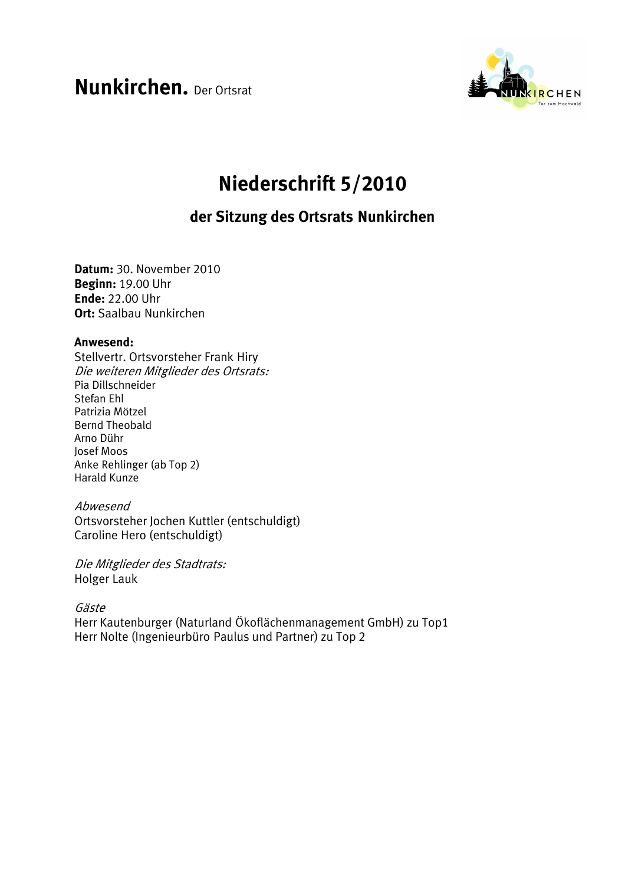**Nunkirchen.** Der Ortsrat

# Niederschrift 5/2010

## der Sitzung des Ortsrats Nunkirchen

**Datum:** 30. November 2010
**Beginn:** 19.00 Uhr
**Ende:** 22.00 Uhr
**Ort:** Saalbau Nunkirchen

**Anwesend:**
Stellvertr. Ortsvorsteher Frank Hiry
*Die weiteren Mitglieder des Ortsrats:*
Pia Dillschneider
Stefan Ehl
Patrizia Mötzel
Bernd Theobald
Arno Dühr
Josef Moos
Anke Rehlinger (ab Top 2)
Harald Kunze

*Abwesend*
Ortsvorsteher Jochen Kuttler (entschuldigt)
Caroline Hero (entschuldigt)

*Die Mitglieder des Stadtrats:*
Holger Lauk

*Gäste*
Herr Kautenburger (Naturland Ökoflächenmanagement GmbH) zu Top1
Herr Nolte (Ingenieurbüro Paulus und Partner) zu Top 2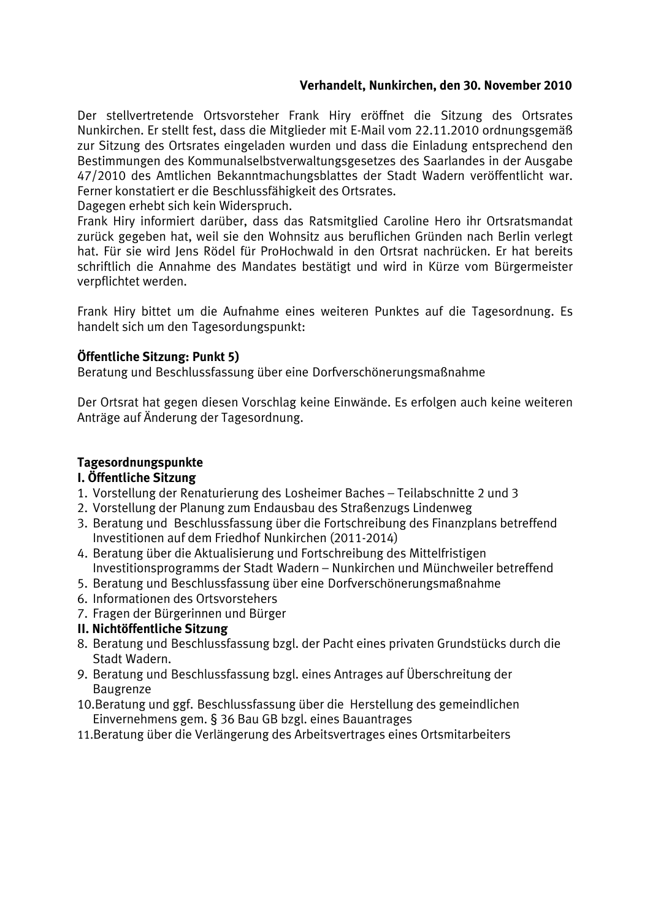**Verhandelt, Nunkirchen, den 30. November 2010**

Der stellvertretende Ortsvorsteher Frank Hiry eröffnet die Sitzung des Ortsrates Nunkirchen. Er stellt fest, dass die Mitglieder mit E-Mail vom 22.11.2010 ordnungsgemäß zur Sitzung des Ortsrates eingeladen wurden und dass die Einladung entsprechend den Bestimmungen des Kommunalselbstverwaltungsgesetzes des Saarlandes in der Ausgabe 47/2010 des Amtlichen Bekanntmachungsblattes der Stadt Wadern veröffentlicht war. Ferner konstatiert er die Beschlussfähigkeit des Ortsrates.
Dagegen erhebt sich kein Widerspruch.
Frank Hiry informiert darüber, dass das Ratsmitglied Caroline Hero ihr Ortsratsmandat zurück gegeben hat, weil sie den Wohnsitz aus beruflichen Gründen nach Berlin verlegt hat. Für sie wird Jens Rödel für ProHochwald in den Ortsrat nachrücken. Er hat bereits schriftlich die Annahme des Mandates bestätigt und wird in Kürze vom Bürgermeister verpflichtet werden.

Frank Hiry bittet um die Aufnahme eines weiteren Punktes auf die Tagesordnung. Es handelt sich um den Tagesordungspunkt:

**Öffentliche Sitzung: Punkt 5)**
Beratung und Beschlussfassung über eine Dorfverschönerungsmaßnahme

Der Ortsrat hat gegen diesen Vorschlag keine Einwände. Es erfolgen auch keine weiteren Anträge auf Änderung der Tagesordnung.

**Tagesordnungspunkte**
**I. Öffentliche Sitzung**

1. Vorstellung der Renaturierung des Losheimer Baches – Teilabschnitte 2 und 3
2. Vorstellung der Planung zum Endausbau des Straßenzugs Lindenweg
3. Beratung und Beschlussfassung über die Fortschreibung des Finanzplans betreffend Investitionen auf dem Friedhof Nunkirchen (2011-2014)
4. Beratung über die Aktualisierung und Fortschreibung des Mittelfristigen Investitionsprogramms der Stadt Wadern – Nunkirchen und Münchweiler betreffend
5. Beratung und Beschlussfassung über eine Dorfverschönerungsmaßnahme
6. Informationen des Ortsvorstehers
7. Fragen der Bürgerinnen und Bürger

**II. Nichtöffentliche Sitzung**

8. Beratung und Beschlussfassung bzgl. der Pacht eines privaten Grundstücks durch die Stadt Wadern.
9. Beratung und Beschlussfassung bzgl. eines Antrages auf Überschreitung der Baugrenze
10. Beratung und ggf. Beschlussfassung über die Herstellung des gemeindlichen Einvernehmens gem. § 36 Bau GB bzgl. eines Bauantrages
11. Beratung über die Verlängerung des Arbeitsvertrages eines Ortsmitarbeiters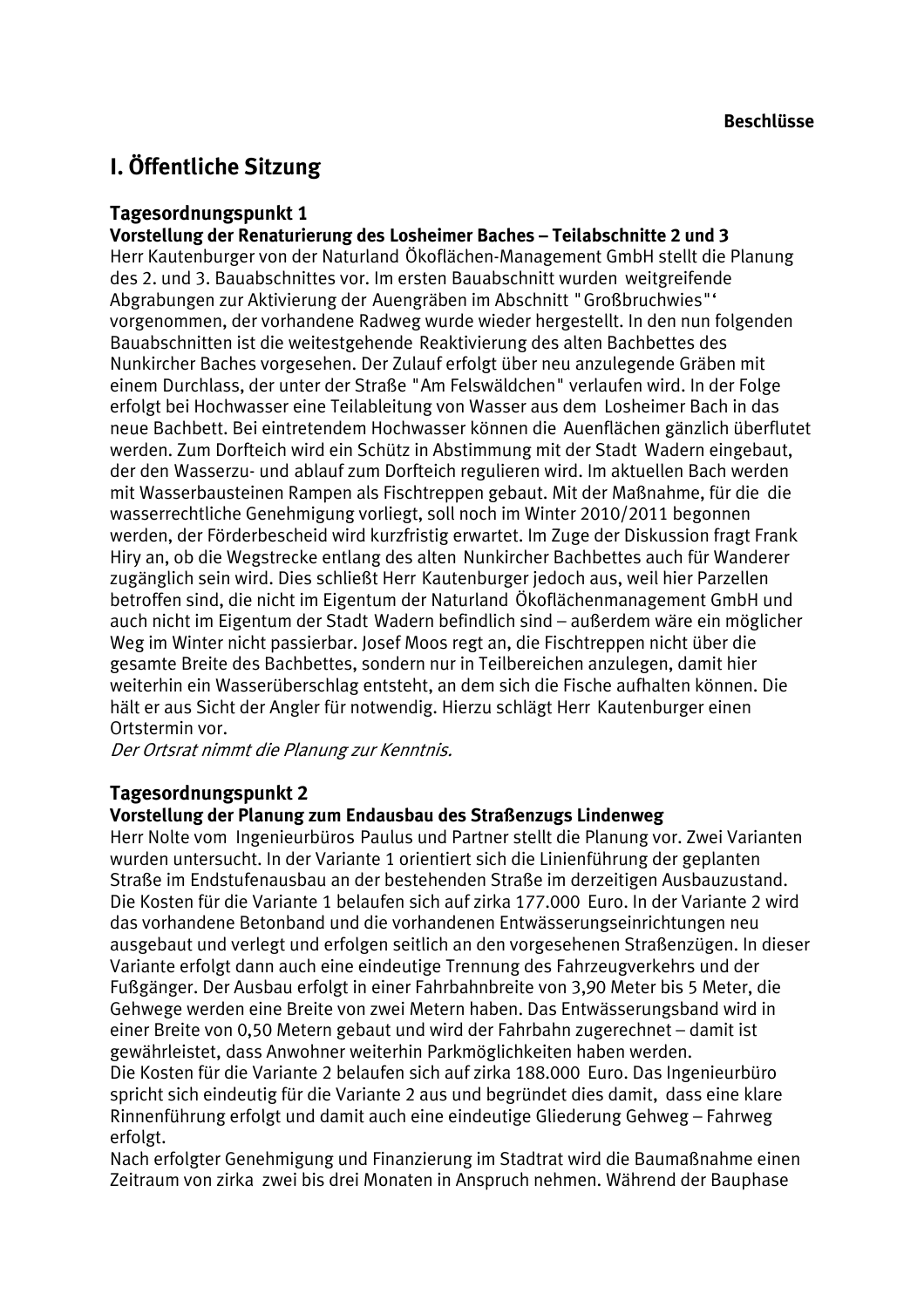**Beschlüsse**

# I. Öffentliche Sitzung

## Tagesordnungspunkt 1

**Vorstellung der Renaturierung des Losheimer Baches – Teilabschnitte 2 und 3**

Herr Kautenburger von der Naturland Ökoflächen-Management GmbH stellt die Planung des 2. und 3. Bauabschnittes vor. Im ersten Bauabschnitt wurden weitgreifende Abgrabungen zur Aktivierung der Auengräben im Abschnitt "Großbruchwies"' vorgenommen, der vorhandene Radweg wurde wieder hergestellt. In den nun folgenden Bauabschnitten ist die weitestgehende Reaktivierung des alten Bachbettes des Nunkircher Baches vorgesehen. Der Zulauf erfolgt über neu anzulegende Gräben mit einem Durchlass, der unter der Straße "Am Felswäldchen" verlaufen wird. In der Folge erfolgt bei Hochwasser eine Teilableitung von Wasser aus dem Losheimer Bach in das neue Bachbett. Bei eintretendem Hochwasser können die Auenflächen gänzlich überflutet werden. Zum Dorfteich wird ein Schütz in Abstimmung mit der Stadt Wadern eingebaut, der den Wasserzu- und ablauf zum Dorfteich regulieren wird. Im aktuellen Bach werden mit Wasserbausteinen Rampen als Fischtreppen gebaut. Mit der Maßnahme, für die die wasserrechtliche Genehmigung vorliegt, soll noch im Winter 2010/2011 begonnen werden, der Förderbescheid wird kurzfristig erwartet. Im Zuge der Diskussion fragt Frank Hiry an, ob die Wegstrecke entlang des alten Nunkircher Bachbettes auch für Wanderer zugänglich sein wird. Dies schließt Herr Kautenburger jedoch aus, weil hier Parzellen betroffen sind, die nicht im Eigentum der Naturland Ökoflächenmanagement GmbH und auch nicht im Eigentum der Stadt Wadern befindlich sind – außerdem wäre ein möglicher Weg im Winter nicht passierbar. Josef Moos regt an, die Fischtreppen nicht über die gesamte Breite des Bachbettes, sondern nur in Teilbereichen anzulegen, damit hier weiterhin ein Wasserüberschlag entsteht, an dem sich die Fische aufhalten können. Die hält er aus Sicht der Angler für notwendig. Hierzu schlägt Herr Kautenburger einen Ortstermin vor.

*Der Ortsrat nimmt die Planung zur Kenntnis.*

## Tagesordnungspunkt 2

**Vorstellung der Planung zum Endausbau des Straßenzugs Lindenweg**

Herr Nolte vom Ingenieurbüros Paulus und Partner stellt die Planung vor. Zwei Varianten wurden untersucht. In der Variante 1 orientiert sich die Linienführung der geplanten Straße im Endstufenausbau an der bestehenden Straße im derzeitigen Ausbauzustand. Die Kosten für die Variante 1 belaufen sich auf zirka 177.000 Euro. In der Variante 2 wird das vorhandene Betonband und die vorhandenen Entwässerungseinrichtungen neu ausgebaut und verlegt und erfolgen seitlich an den vorgesehenen Straßenzügen. In dieser Variante erfolgt dann auch eine eindeutige Trennung des Fahrzeugverkehrs und der Fußgänger. Der Ausbau erfolgt in einer Fahrbahnbreite von 3,90 Meter bis 5 Meter, die Gehwege werden eine Breite von zwei Metern haben. Das Entwässerungsband wird in einer Breite von 0,50 Metern gebaut und wird der Fahrbahn zugerechnet – damit ist gewährleistet, dass Anwohner weiterhin Parkmöglichkeiten haben werden.
Die Kosten für die Variante 2 belaufen sich auf zirka 188.000 Euro. Das Ingenieurbüro spricht sich eindeutig für die Variante 2 aus und begründet dies damit, dass eine klare Rinnenführung erfolgt und damit auch eine eindeutige Gliederung Gehweg – Fahrweg erfolgt.
Nach erfolgter Genehmigung und Finanzierung im Stadtrat wird die Baumaßnahme einen Zeitraum von zirka zwei bis drei Monaten in Anspruch nehmen. Während der Bauphase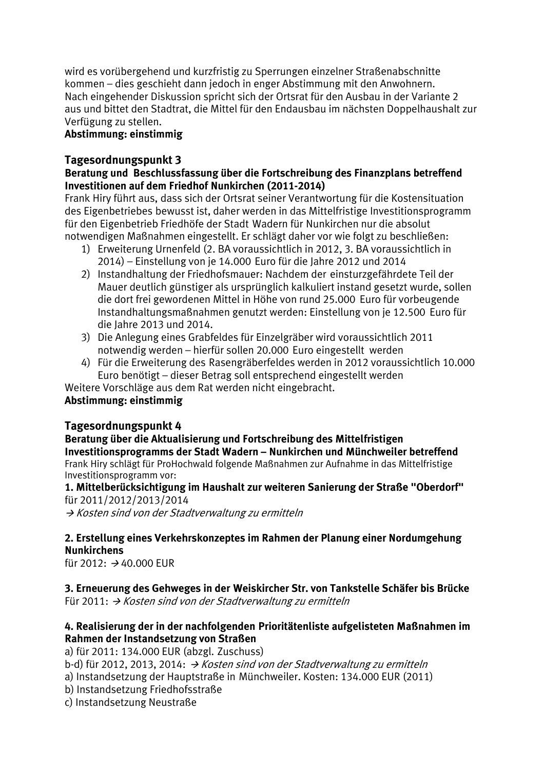wird es vorübergehend und kurzfristig zu Sperrungen einzelner Straßenabschnitte kommen – dies geschieht dann jedoch in enger Abstimmung mit den Anwohnern.
Nach eingehender Diskussion spricht sich der Ortsrat für den Ausbau in der Variante 2 aus und bittet den Stadtrat, die Mittel für den Endausbau im nächsten Doppelhaushalt zur Verfügung zu stellen.
**Abstimmung: einstimmig**

## Tagesordnungspunkt 3

**Beratung und Beschlussfassung über die Fortschreibung des Finanzplans betreffend Investitionen auf dem Friedhof Nunkirchen (2011-2014)**

Frank Hiry führt aus, dass sich der Ortsrat seiner Verantwortung für die Kostensituation des Eigenbetriebes bewusst ist, daher werden in das Mittelfristige Investitionsprogramm für den Eigenbetrieb Friedhöfe der Stadt Wadern für Nunkirchen nur die absolut notwendigen Maßnahmen eingestellt. Er schlägt daher vor wie folgt zu beschließen:

1) Erweiterung Urnenfeld (2. BA voraussichtlich in 2012, 3. BA voraussichtlich in 2014) – Einstellung von je 14.000 Euro für die Jahre 2012 und 2014
2) Instandhaltung der Friedhofsmauer: Nachdem der einsturzgefährdete Teil der Mauer deutlich günstiger als ursprünglich kalkuliert instand gesetzt wurde, sollen die dort frei gewordenen Mittel in Höhe von rund 25.000 Euro für vorbeugende Instandhaltungsmaßnahmen genutzt werden: Einstellung von je 12.500 Euro für die Jahre 2013 und 2014.
3) Die Anlegung eines Grabfeldes für Einzelgräber wird voraussichtlich 2011 notwendig werden – hierfür sollen 20.000 Euro eingestellt werden
4) Für die Erweiterung des Rasengräberfeldes werden in 2012 voraussichtlich 10.000 Euro benötigt – dieser Betrag soll entsprechend eingestellt werden

Weitere Vorschläge aus dem Rat werden nicht eingebracht.
**Abstimmung: einstimmig**

## Tagesordnungspunkt 4

**Beratung über die Aktualisierung und Fortschreibung des Mittelfristigen Investitionsprogramms der Stadt Wadern – Nunkirchen und Münchweiler betreffend**

Frank Hiry schlägt für ProHochwald folgende Maßnahmen zur Aufnahme in das Mittelfristige Investitionsprogramm vor:

**1. Mittelberücksichtigung im Haushalt zur weiteren Sanierung der Straße "Oberdorf"**
für 2011/2012/2013/2014
→ *Kosten sind von der Stadtverwaltung zu ermitteln*

**2. Erstellung eines Verkehrskonzeptes im Rahmen der Planung einer Nordumgehung Nunkirchens**
für 2012: → 40.000 EUR

**3. Erneuerung des Gehweges in der Weiskircher Str. von Tankstelle Schäfer bis Brücke**
Für 2011: → *Kosten sind von der Stadtverwaltung zu ermitteln*

**4. Realisierung der in der nachfolgenden Prioritätenliste aufgelisteten Maßnahmen im Rahmen der Instandsetzung von Straßen**
a) für 2011: 134.000 EUR (abzgl. Zuschuss)
b-d) für 2012, 2013, 2014: → *Kosten sind von der Stadtverwaltung zu ermitteln*
a) Instandsetzung der Hauptstraße in Münchweiler. Kosten: 134.000 EUR (2011)
b) Instandsetzung Friedhofsstraße
c) Instandsetzung Neustraße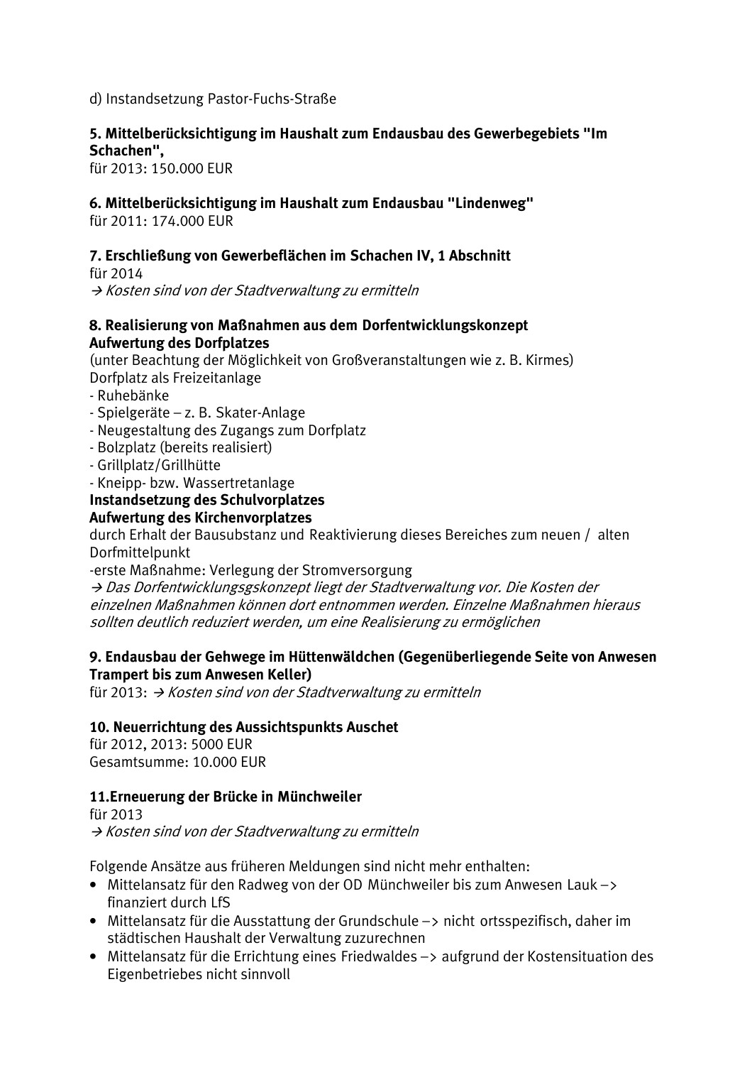d) Instandsetzung Pastor-Fuchs-Straße

**5. Mittelberücksichtigung im Haushalt zum Endausbau des Gewerbegebiets "Im Schachen",**
für 2013: 150.000 EUR

**6. Mittelberücksichtigung im Haushalt zum Endausbau "Lindenweg"**
für 2011: 174.000 EUR

**7. Erschließung von Gewerbeflächen im Schachen IV, 1 Abschnitt**
für 2014
→ *Kosten sind von der Stadtverwaltung zu ermitteln*

**8. Realisierung von Maßnahmen aus dem Dorfentwicklungskonzept**
**Aufwertung des Dorfplatzes**
(unter Beachtung der Möglichkeit von Großveranstaltungen wie z. B. Kirmes)
Dorfplatz als Freizeitanlage
- Ruhebänke
- Spielgeräte – z. B. Skater-Anlage
- Neugestaltung des Zugangs zum Dorfplatz
- Bolzplatz (bereits realisiert)
- Grillplatz/Grillhütte
- Kneipp- bzw. Wassertretanlage

**Instandsetzung des Schulvorplatzes**
**Aufwertung des Kirchenvorplatzes**
durch Erhalt der Bausubstanz und Reaktivierung dieses Bereiches zum neuen / alten Dorfmittelpunkt
-erste Maßnahme: Verlegung der Stromversorgung
→ *Das Dorfentwicklungsgskonzept liegt der Stadtverwaltung vor. Die Kosten der einzelnen Maßnahmen können dort entnommen werden. Einzelne Maßnahmen hieraus sollten deutlich reduziert werden, um eine Realisierung zu ermöglichen*

**9. Endausbau der Gehwege im Hüttenwäldchen (Gegenüberliegende Seite von Anwesen Trampert bis zum Anwesen Keller)**
für 2013: → *Kosten sind von der Stadtverwaltung zu ermitteln*

**10. Neuerrichtung des Aussichtspunkts Auschet**
für 2012, 2013: 5000 EUR
Gesamtsumme: 10.000 EUR

**11.Erneuerung der Brücke in Münchweiler**
für 2013
→ *Kosten sind von der Stadtverwaltung zu ermitteln*

Folgende Ansätze aus früheren Meldungen sind nicht mehr enthalten:

- Mittelansatz für den Radweg von der OD Münchweiler bis zum Anwesen Lauk –> finanziert durch LfS
- Mittelansatz für die Ausstattung der Grundschule –> nicht ortsspezifisch, daher im städtischen Haushalt der Verwaltung zuzurechnen
- Mittelansatz für die Errichtung eines Friedwaldes –> aufgrund der Kostensituation des Eigenbetriebes nicht sinnvoll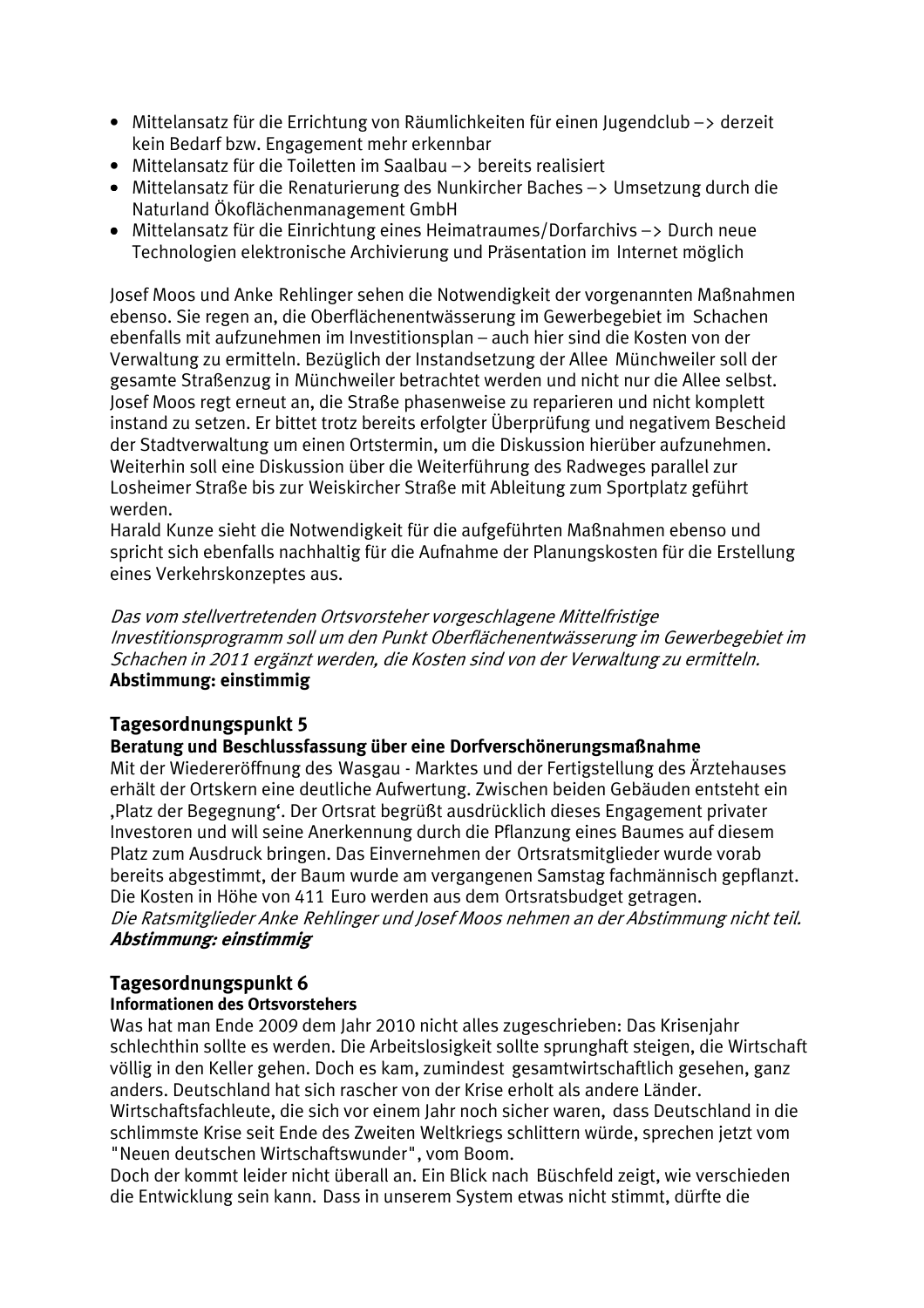- Mittelansatz für die Errichtung von Räumlichkeiten für einen Jugendclub –> derzeit kein Bedarf bzw. Engagement mehr erkennbar
- Mittelansatz für die Toiletten im Saalbau –> bereits realisiert
- Mittelansatz für die Renaturierung des Nunkircher Baches –> Umsetzung durch die Naturland Ökoflächenmanagement GmbH
- Mittelansatz für die Einrichtung eines Heimatraumes/Dorfarchivs –> Durch neue Technologien elektronische Archivierung und Präsentation im Internet möglich

Josef Moos und Anke Rehlinger sehen die Notwendigkeit der vorgenannten Maßnahmen ebenso. Sie regen an, die Oberflächenentwässerung im Gewerbegebiet im Schachen ebenfalls mit aufzunehmen im Investitionsplan – auch hier sind die Kosten von der Verwaltung zu ermitteln. Bezüglich der Instandsetzung der Allee Münchweiler soll der gesamte Straßenzug in Münchweiler betrachtet werden und nicht nur die Allee selbst. Josef Moos regt erneut an, die Straße phasenweise zu reparieren und nicht komplett instand zu setzen. Er bittet trotz bereits erfolgter Überprüfung und negativem Bescheid der Stadtverwaltung um einen Ortstermin, um die Diskussion hierüber aufzunehmen. Weiterhin soll eine Diskussion über die Weiterführung des Radweges parallel zur Losheimer Straße bis zur Weiskircher Straße mit Ableitung zum Sportplatz geführt werden.
Harald Kunze sieht die Notwendigkeit für die aufgeführten Maßnahmen ebenso und spricht sich ebenfalls nachhaltig für die Aufnahme der Planungskosten für die Erstellung eines Verkehrskonzeptes aus.

*Das vom stellvertretenden Ortsvorsteher vorgeschlagene Mittelfristige Investitionsprogramm soll um den Punkt Oberflächenentwässerung im Gewerbegebiet im Schachen in 2011 ergänzt werden, die Kosten sind von der Verwaltung zu ermitteln.*
**Abstimmung: einstimmig**

## Tagesordnungspunkt 5

**Beratung und Beschlussfassung über eine Dorfverschönerungsmaßnahme**
Mit der Wiedereröffnung des Wasgau - Marktes und der Fertigstellung des Ärztehauses erhält der Ortskern eine deutliche Aufwertung. Zwischen beiden Gebäuden entsteht ein ‚Platz der Begegnung'. Der Ortsrat begrüßt ausdrücklich dieses Engagement privater Investoren und will seine Anerkennung durch die Pflanzung eines Baumes auf diesem Platz zum Ausdruck bringen. Das Einvernehmen der Ortsratsmitglieder wurde vorab bereits abgestimmt, der Baum wurde am vergangenen Samstag fachmännisch gepflanzt. Die Kosten in Höhe von 411 Euro werden aus dem Ortsratsbudget getragen.
*Die Ratsmitglieder Anke Rehlinger und Josef Moos nehmen an der Abstimmung nicht teil.*
***Abstimmung: einstimmig***

## Tagesordnungspunkt 6

**Informationen des Ortsvorstehers**
Was hat man Ende 2009 dem Jahr 2010 nicht alles zugeschrieben: Das Krisenjahr schlechthin sollte es werden. Die Arbeitslosigkeit sollte sprunghaft steigen, die Wirtschaft völlig in den Keller gehen. Doch es kam, zumindest gesamtwirtschaftlich gesehen, ganz anders. Deutschland hat sich rascher von der Krise erholt als andere Länder. Wirtschaftsfachleute, die sich vor einem Jahr noch sicher waren, dass Deutschland in die schlimmste Krise seit Ende des Zweiten Weltkriegs schlittern würde, sprechen jetzt vom "Neuen deutschen Wirtschaftswunder", vom Boom.
Doch der kommt leider nicht überall an. Ein Blick nach Büschfeld zeigt, wie verschieden die Entwicklung sein kann. Dass in unserem System etwas nicht stimmt, dürfte die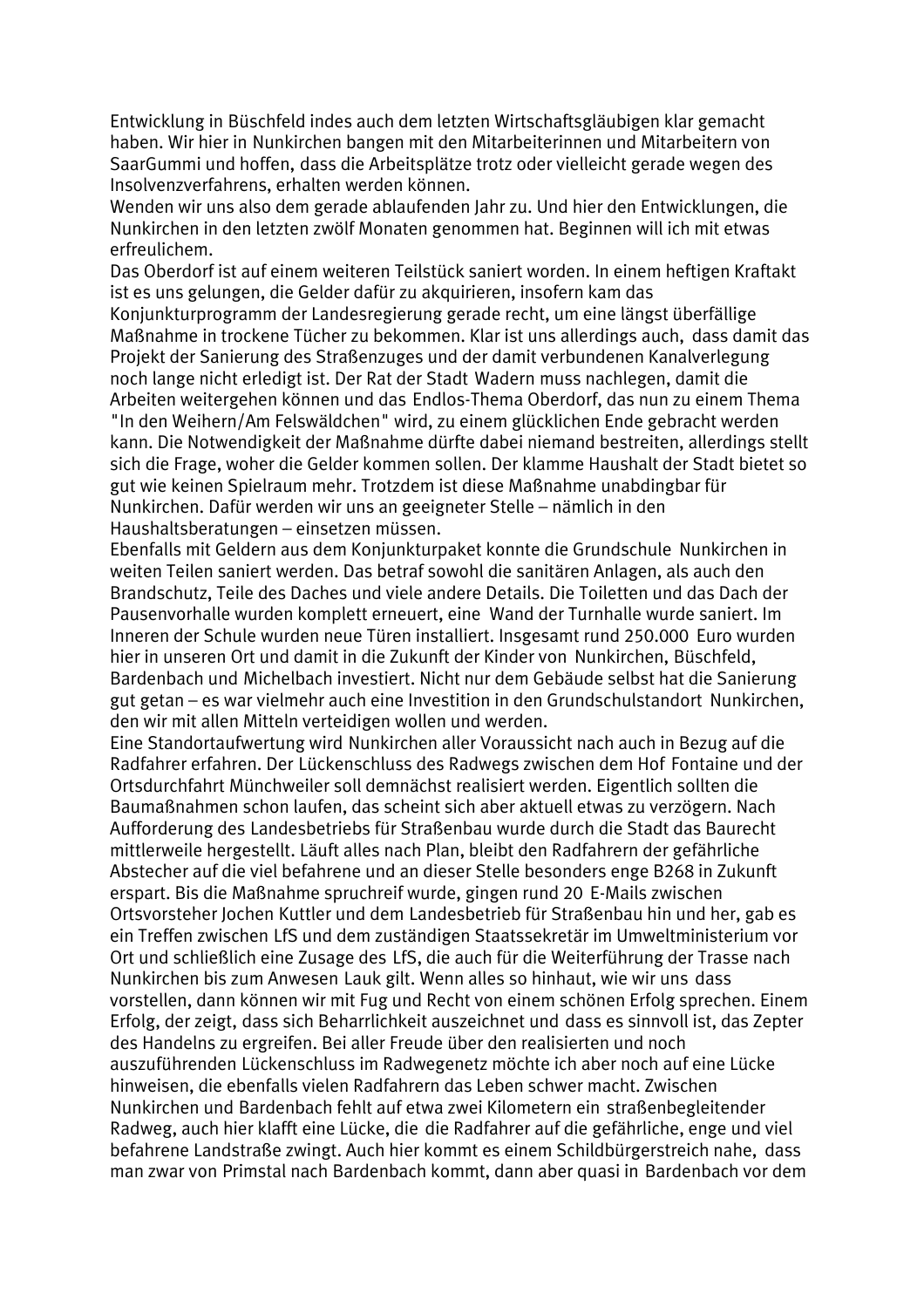Entwicklung in Büschfeld indes auch dem letzten Wirtschaftsgläubigen klar gemacht haben. Wir hier in Nunkirchen bangen mit den Mitarbeiterinnen und Mitarbeitern von SaarGummi und hoffen, dass die Arbeitsplätze trotz oder vielleicht gerade wegen des Insolvenzverfahrens, erhalten werden können.

Wenden wir uns also dem gerade ablaufenden Jahr zu. Und hier den Entwicklungen, die Nunkirchen in den letzten zwölf Monaten genommen hat. Beginnen will ich mit etwas erfreulichem.

Das Oberdorf ist auf einem weiteren Teilstück saniert worden. In einem heftigen Kraftakt ist es uns gelungen, die Gelder dafür zu akquirieren, insofern kam das Konjunkturprogramm der Landesregierung gerade recht, um eine längst überfällige Maßnahme in trockene Tücher zu bekommen. Klar ist uns allerdings auch, dass damit das Projekt der Sanierung des Straßenzuges und der damit verbundenen Kanalverlegung noch lange nicht erledigt ist. Der Rat der Stadt Wadern muss nachlegen, damit die Arbeiten weitergehen können und das Endlos-Thema Oberdorf, das nun zu einem Thema "In den Weihern/Am Felswäldchen" wird, zu einem glücklichen Ende gebracht werden kann. Die Notwendigkeit der Maßnahme dürfte dabei niemand bestreiten, allerdings stellt sich die Frage, woher die Gelder kommen sollen. Der klamme Haushalt der Stadt bietet so gut wie keinen Spielraum mehr. Trotzdem ist diese Maßnahme unabdingbar für Nunkirchen. Dafür werden wir uns an geeigneter Stelle – nämlich in den Haushaltsberatungen – einsetzen müssen.

Ebenfalls mit Geldern aus dem Konjunkturpaket konnte die Grundschule Nunkirchen in weiten Teilen saniert werden. Das betraf sowohl die sanitären Anlagen, als auch den Brandschutz, Teile des Daches und viele andere Details. Die Toiletten und das Dach der Pausenvorhalle wurden komplett erneuert, eine Wand der Turnhalle wurde saniert. Im Inneren der Schule wurden neue Türen installiert. Insgesamt rund 250.000 Euro wurden hier in unseren Ort und damit in die Zukunft der Kinder von Nunkirchen, Büschfeld, Bardenbach und Michelbach investiert. Nicht nur dem Gebäude selbst hat die Sanierung gut getan – es war vielmehr auch eine Investition in den Grundschulstandort Nunkirchen, den wir mit allen Mitteln verteidigen wollen und werden.

Eine Standortaufwertung wird Nunkirchen aller Voraussicht nach auch in Bezug auf die Radfahrer erfahren. Der Lückenschluss des Radwegs zwischen dem Hof Fontaine und der Ortsdurchfahrt Münchweiler soll demnächst realisiert werden. Eigentlich sollten die Baumaßnahmen schon laufen, das scheint sich aber aktuell etwas zu verzögern. Nach Aufforderung des Landesbetriebs für Straßenbau wurde durch die Stadt das Baurecht mittlerweile hergestellt. Läuft alles nach Plan, bleibt den Radfahrern der gefährliche Abstecher auf die viel befahrene und an dieser Stelle besonders enge B268 in Zukunft erspart. Bis die Maßnahme spruchreif wurde, gingen rund 20 E-Mails zwischen Ortsvorsteher Jochen Kuttler und dem Landesbetrieb für Straßenbau hin und her, gab es ein Treffen zwischen LfS und dem zuständigen Staatssekretär im Umweltministerium vor Ort und schließlich eine Zusage des LfS, die auch für die Weiterführung der Trasse nach Nunkirchen bis zum Anwesen Lauk gilt. Wenn alles so hinhaut, wie wir uns dass vorstellen, dann können wir mit Fug und Recht von einem schönen Erfolg sprechen. Einem Erfolg, der zeigt, dass sich Beharrlichkeit auszeichnet und dass es sinnvoll ist, das Zepter des Handelns zu ergreifen. Bei aller Freude über den realisierten und noch auszuführenden Lückenschluss im Radwegenetz möchte ich aber noch auf eine Lücke hinweisen, die ebenfalls vielen Radfahrern das Leben schwer macht. Zwischen Nunkirchen und Bardenbach fehlt auf etwa zwei Kilometern ein straßenbegleitender Radweg, auch hier klafft eine Lücke, die die Radfahrer auf die gefährliche, enge und viel befahrene Landstraße zwingt. Auch hier kommt es einem Schildbürgerstreich nahe, dass man zwar von Primstal nach Bardenbach kommt, dann aber quasi in Bardenbach vor dem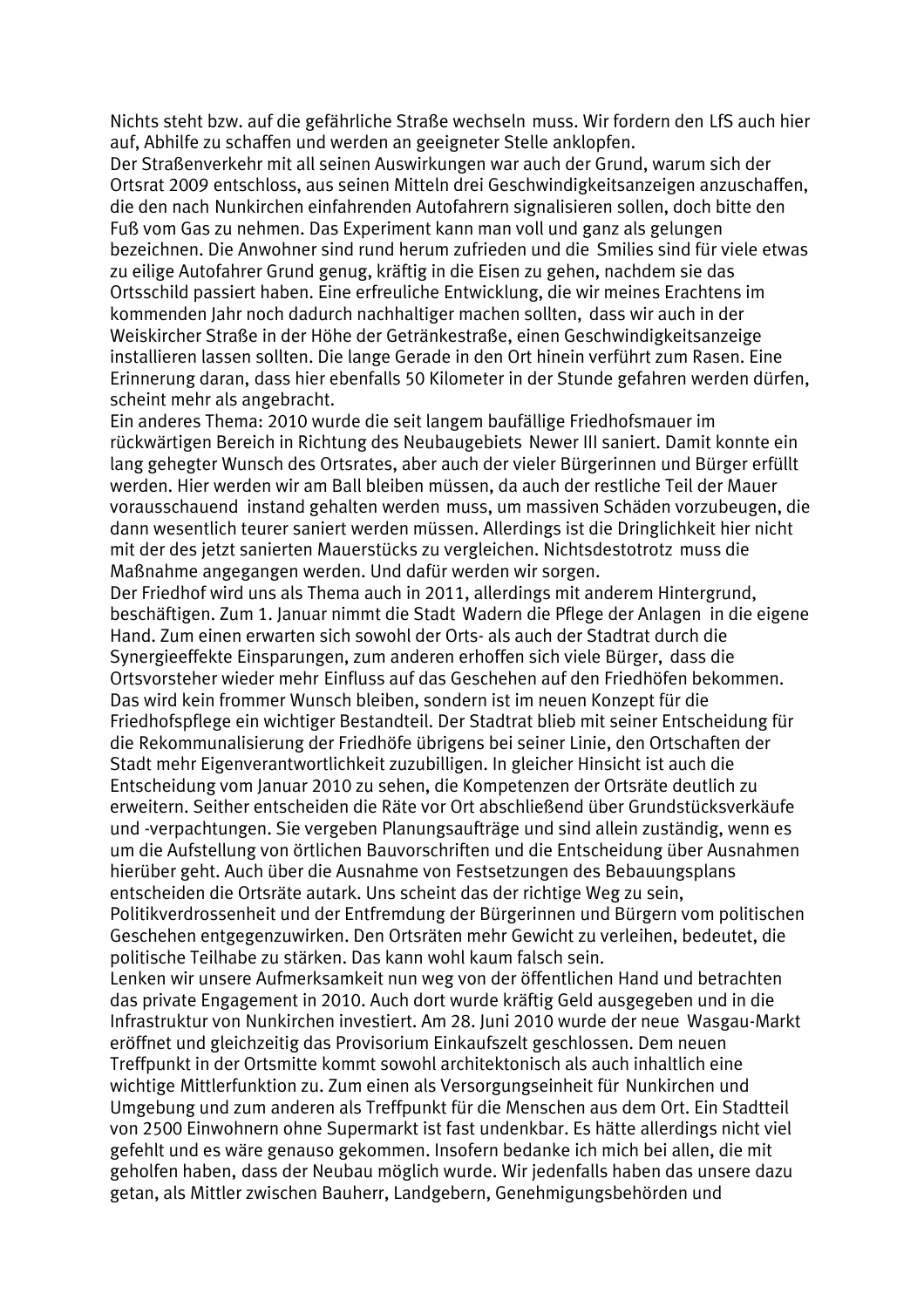Nichts steht bzw. auf die gefährliche Straße wechseln muss. Wir fordern den LfS auch hier auf, Abhilfe zu schaffen und werden an geeigneter Stelle anklopfen.
Der Straßenverkehr mit all seinen Auswirkungen war auch der Grund, warum sich der Ortsrat 2009 entschloss, aus seinen Mitteln drei Geschwindigkeitsanzeigen anzuschaffen, die den nach Nunkirchen einfahrenden Autofahrern signalisieren sollen, doch bitte den Fuß vom Gas zu nehmen. Das Experiment kann man voll und ganz als gelungen bezeichnen. Die Anwohner sind rund herum zufrieden und die Smilies sind für viele etwas zu eilige Autofahrer Grund genug, kräftig in die Eisen zu gehen, nachdem sie das Ortsschild passiert haben. Eine erfreuliche Entwicklung, die wir meines Erachtens im kommenden Jahr noch dadurch nachhaltiger machen sollten, dass wir auch in der Weiskircher Straße in der Höhe der Getränkestraße, einen Geschwindigkeitsanzeige installieren lassen sollten. Die lange Gerade in den Ort hinein verführt zum Rasen. Eine Erinnerung daran, dass hier ebenfalls 50 Kilometer in der Stunde gefahren werden dürfen, scheint mehr als angebracht.
Ein anderes Thema: 2010 wurde die seit langem baufällige Friedhofsmauer im rückwärtigen Bereich in Richtung des Neubaugebiets Newer III saniert. Damit konnte ein lang gehegter Wunsch des Ortsrates, aber auch der vieler Bürgerinnen und Bürger erfüllt werden. Hier werden wir am Ball bleiben müssen, da auch der restliche Teil der Mauer vorausschauend instand gehalten werden muss, um massiven Schäden vorzubeugen, die dann wesentlich teurer saniert werden müssen. Allerdings ist die Dringlichkeit hier nicht mit der des jetzt sanierten Mauerstücks zu vergleichen. Nichtsdestotrotz muss die Maßnahme angegangen werden. Und dafür werden wir sorgen.
Der Friedhof wird uns als Thema auch in 2011, allerdings mit anderem Hintergrund, beschäftigen. Zum 1. Januar nimmt die Stadt Wadern die Pflege der Anlagen in die eigene Hand. Zum einen erwarten sich sowohl der Orts- als auch der Stadtrat durch die Synergieeffekte Einsparungen, zum anderen erhoffen sich viele Bürger, dass die Ortsvorsteher wieder mehr Einfluss auf das Geschehen auf den Friedhöfen bekommen. Das wird kein frommer Wunsch bleiben, sondern ist im neuen Konzept für die Friedhofspflege ein wichtiger Bestandteil. Der Stadtrat blieb mit seiner Entscheidung für die Rekommunalisierung der Friedhöfe übrigens bei seiner Linie, den Ortschaften der Stadt mehr Eigenverantwortlichkeit zuzubilligen. In gleicher Hinsicht ist auch die Entscheidung vom Januar 2010 zu sehen, die Kompetenzen der Ortsräte deutlich zu erweitern. Seither entscheiden die Räte vor Ort abschließend über Grundstücksverkäufe und -verpachtungen. Sie vergeben Planungsaufträge und sind allein zuständig, wenn es um die Aufstellung von örtlichen Bauvorschriften und die Entscheidung über Ausnahmen hierüber geht. Auch über die Ausnahme von Festsetzungen des Bebauungsplans entscheiden die Ortsräte autark. Uns scheint das der richtige Weg zu sein, Politikverdrossenheit und der Entfremdung der Bürgerinnen und Bürgern vom politischen Geschehen entgegenzuwirken. Den Ortsräten mehr Gewicht zu verleihen, bedeutet, die politische Teilhabe zu stärken. Das kann wohl kaum falsch sein.
Lenken wir unsere Aufmerksamkeit nun weg von der öffentlichen Hand und betrachten das private Engagement in 2010. Auch dort wurde kräftig Geld ausgegeben und in die Infrastruktur von Nunkirchen investiert. Am 28. Juni 2010 wurde der neue Wasgau-Markt eröffnet und gleichzeitig das Provisorium Einkaufszelt geschlossen. Dem neuen Treffpunkt in der Ortsmitte kommt sowohl architektonisch als auch inhaltlich eine wichtige Mittlerfunktion zu. Zum einen als Versorgungseinheit für Nunkirchen und Umgebung und zum anderen als Treffpunkt für die Menschen aus dem Ort. Ein Stadtteil von 2500 Einwohnern ohne Supermarkt ist fast undenkbar. Es hätte allerdings nicht viel gefehlt und es wäre genauso gekommen. Insofern bedanke ich mich bei allen, die mit geholfen haben, dass der Neubau möglich wurde. Wir jedenfalls haben das unsere dazu getan, als Mittler zwischen Bauherr, Landgebern, Genehmigungsbehörden und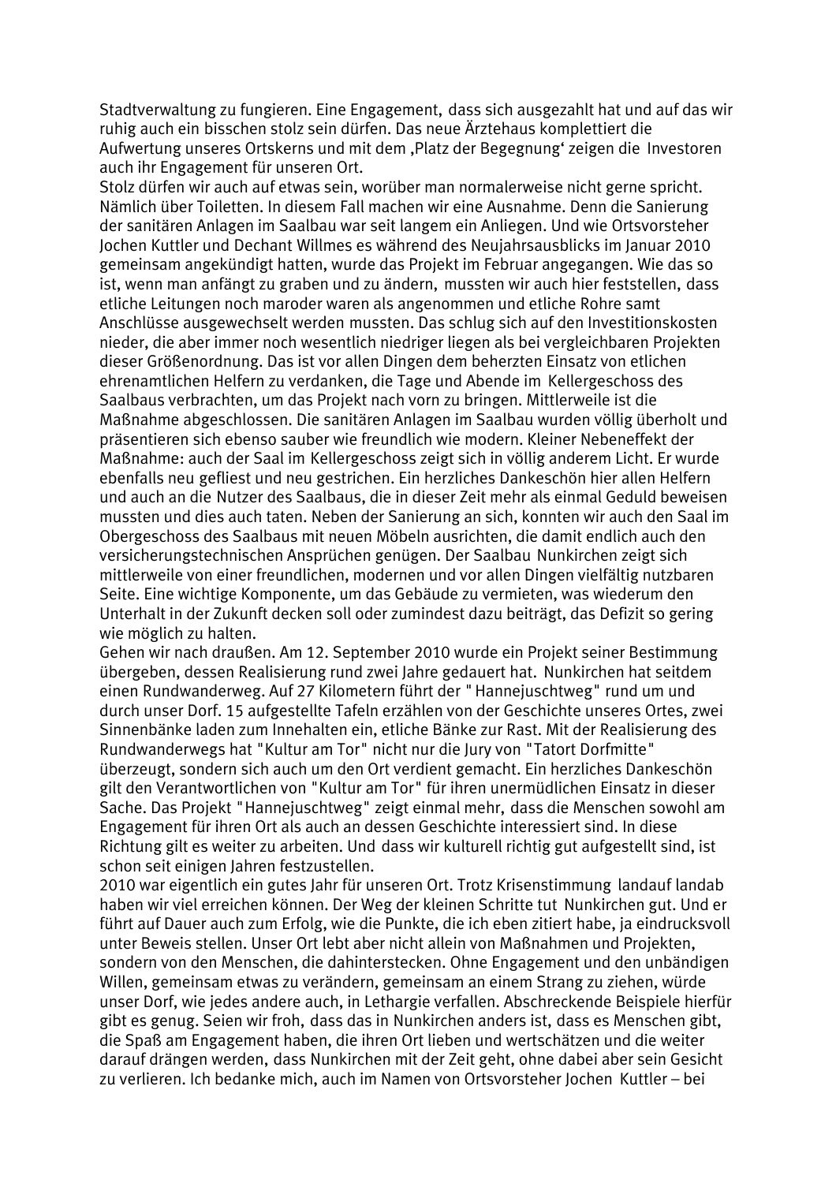Stadtverwaltung zu fungieren. Eine Engagement, dass sich ausgezahlt hat und auf das wir ruhig auch ein bisschen stolz sein dürfen. Das neue Ärztehaus komplettiert die Aufwertung unseres Ortskerns und mit dem ‚Platz der Begegnung' zeigen die Investoren auch ihr Engagement für unseren Ort.

Stolz dürfen wir auch auf etwas sein, worüber man normalerweise nicht gerne spricht. Nämlich über Toiletten. In diesem Fall machen wir eine Ausnahme. Denn die Sanierung der sanitären Anlagen im Saalbau war seit langem ein Anliegen. Und wie Ortsvorsteher Jochen Kuttler und Dechant Willmes es während des Neujahrsausblicks im Januar 2010 gemeinsam angekündigt hatten, wurde das Projekt im Februar angegangen. Wie das so ist, wenn man anfängt zu graben und zu ändern, mussten wir auch hier feststellen, dass etliche Leitungen noch maroder waren als angenommen und etliche Rohre samt Anschlüsse ausgewechselt werden mussten. Das schlug sich auf den Investitionskosten nieder, die aber immer noch wesentlich niedriger liegen als bei vergleichbaren Projekten dieser Größenordnung. Das ist vor allen Dingen dem beherzten Einsatz von etlichen ehrenamtlichen Helfern zu verdanken, die Tage und Abende im Kellergeschoss des Saalbaus verbrachten, um das Projekt nach vorn zu bringen. Mittlerweile ist die Maßnahme abgeschlossen. Die sanitären Anlagen im Saalbau wurden völlig überholt und präsentieren sich ebenso sauber wie freundlich wie modern. Kleiner Nebeneffekt der Maßnahme: auch der Saal im Kellergeschoss zeigt sich in völlig anderem Licht. Er wurde ebenfalls neu gefliest und neu gestrichen. Ein herzliches Dankeschön hier allen Helfern und auch an die Nutzer des Saalbaus, die in dieser Zeit mehr als einmal Geduld beweisen mussten und dies auch taten. Neben der Sanierung an sich, konnten wir auch den Saal im Obergeschoss des Saalbaus mit neuen Möbeln ausrichten, die damit endlich auch den versicherungstechnischen Ansprüchen genügen. Der Saalbau Nunkirchen zeigt sich mittlerweile von einer freundlichen, modernen und vor allen Dingen vielfältig nutzbaren Seite. Eine wichtige Komponente, um das Gebäude zu vermieten, was wiederum den Unterhalt in der Zukunft decken soll oder zumindest dazu beiträgt, das Defizit so gering wie möglich zu halten.

Gehen wir nach draußen. Am 12. September 2010 wurde ein Projekt seiner Bestimmung übergeben, dessen Realisierung rund zwei Jahre gedauert hat. Nunkirchen hat seitdem einen Rundwanderweg. Auf 27 Kilometern führt der "Hannejuschtweg" rund um und durch unser Dorf. 15 aufgestellte Tafeln erzählen von der Geschichte unseres Ortes, zwei Sinnenbänke laden zum Innehalten ein, etliche Bänke zur Rast. Mit der Realisierung des Rundwanderwegs hat "Kultur am Tor" nicht nur die Jury von "Tatort Dorfmitte" überzeugt, sondern sich auch um den Ort verdient gemacht. Ein herzliches Dankeschön gilt den Verantwortlichen von "Kultur am Tor" für ihren unermüdlichen Einsatz in dieser Sache. Das Projekt "Hannejuschtweg" zeigt einmal mehr, dass die Menschen sowohl am Engagement für ihren Ort als auch an dessen Geschichte interessiert sind. In diese Richtung gilt es weiter zu arbeiten. Und dass wir kulturell richtig gut aufgestellt sind, ist schon seit einigen Jahren festzustellen.

2010 war eigentlich ein gutes Jahr für unseren Ort. Trotz Krisenstimmung landauf landab haben wir viel erreichen können. Der Weg der kleinen Schritte tut Nunkirchen gut. Und er führt auf Dauer auch zum Erfolg, wie die Punkte, die ich eben zitiert habe, ja eindrucksvoll unter Beweis stellen. Unser Ort lebt aber nicht allein von Maßnahmen und Projekten, sondern von den Menschen, die dahinterstecken. Ohne Engagement und den unbändigen Willen, gemeinsam etwas zu verändern, gemeinsam an einem Strang zu ziehen, würde unser Dorf, wie jedes andere auch, in Lethargie verfallen. Abschreckende Beispiele hierfür gibt es genug. Seien wir froh, dass das in Nunkirchen anders ist, dass es Menschen gibt, die Spaß am Engagement haben, die ihren Ort lieben und wertschätzen und die weiter darauf drängen werden, dass Nunkirchen mit der Zeit geht, ohne dabei aber sein Gesicht zu verlieren. Ich bedanke mich, auch im Namen von Ortsvorsteher Jochen Kuttler – bei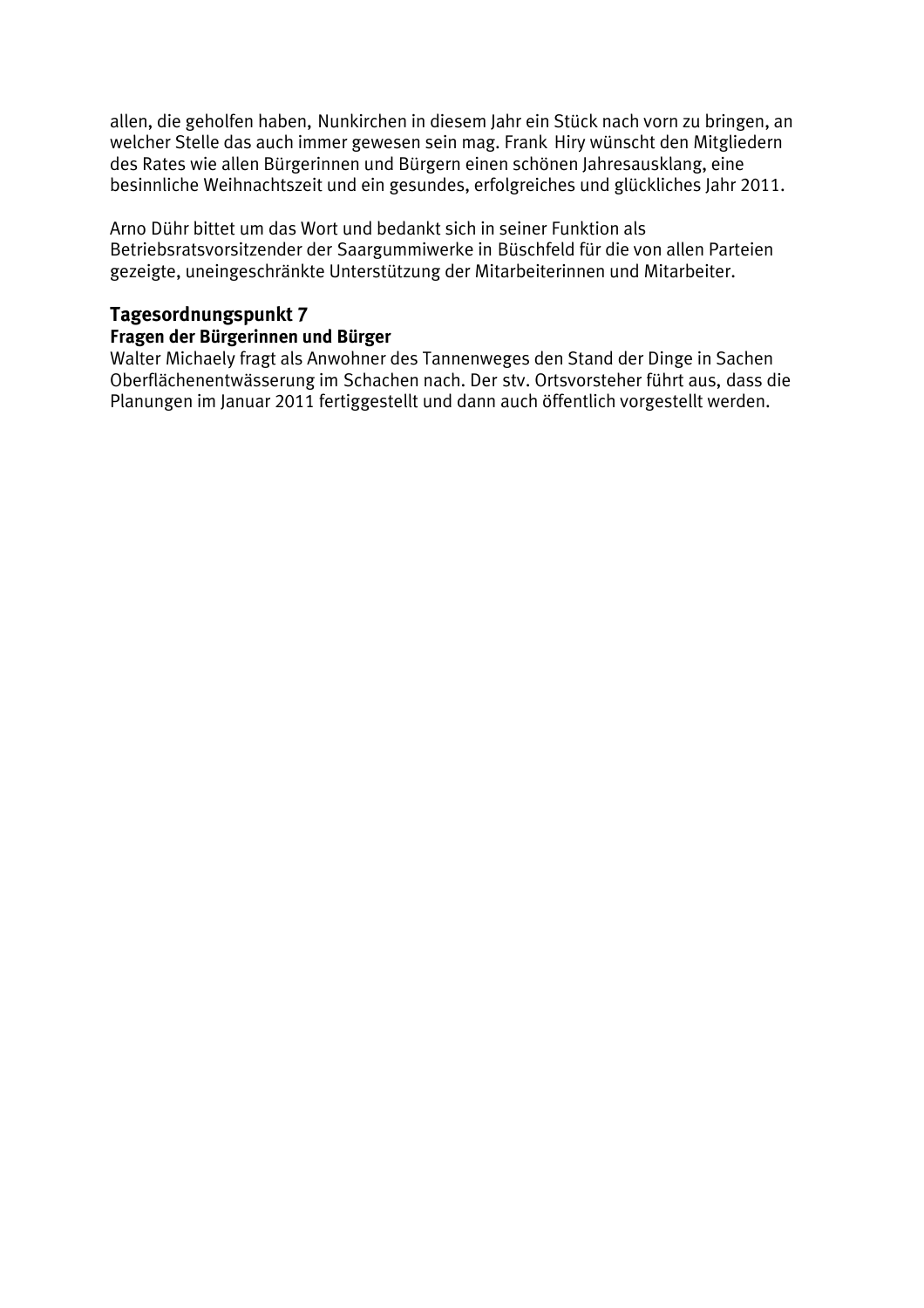allen, die geholfen haben, Nunkirchen in diesem Jahr ein Stück nach vorn zu bringen, an welcher Stelle das auch immer gewesen sein mag. Frank Hiry wünscht den Mitgliedern des Rates wie allen Bürgerinnen und Bürgern einen schönen Jahresausklang, eine besinnliche Weihnachtszeit und ein gesundes, erfolgreiches und glückliches Jahr 2011.

Arno Dühr bittet um das Wort und bedankt sich in seiner Funktion als Betriebsratsvorsitzender der Saargummiwerke in Büschfeld für die von allen Parteien gezeigte, uneingeschränkte Unterstützung der Mitarbeiterinnen und Mitarbeiter.

## Tagesordnungspunkt 7

### Fragen der Bürgerinnen und Bürger

Walter Michaely fragt als Anwohner des Tannenweges den Stand der Dinge in Sachen Oberflächenentwässerung im Schachen nach. Der stv. Ortsvorsteher führt aus, dass die Planungen im Januar 2011 fertiggestellt und dann auch öffentlich vorgestellt werden.